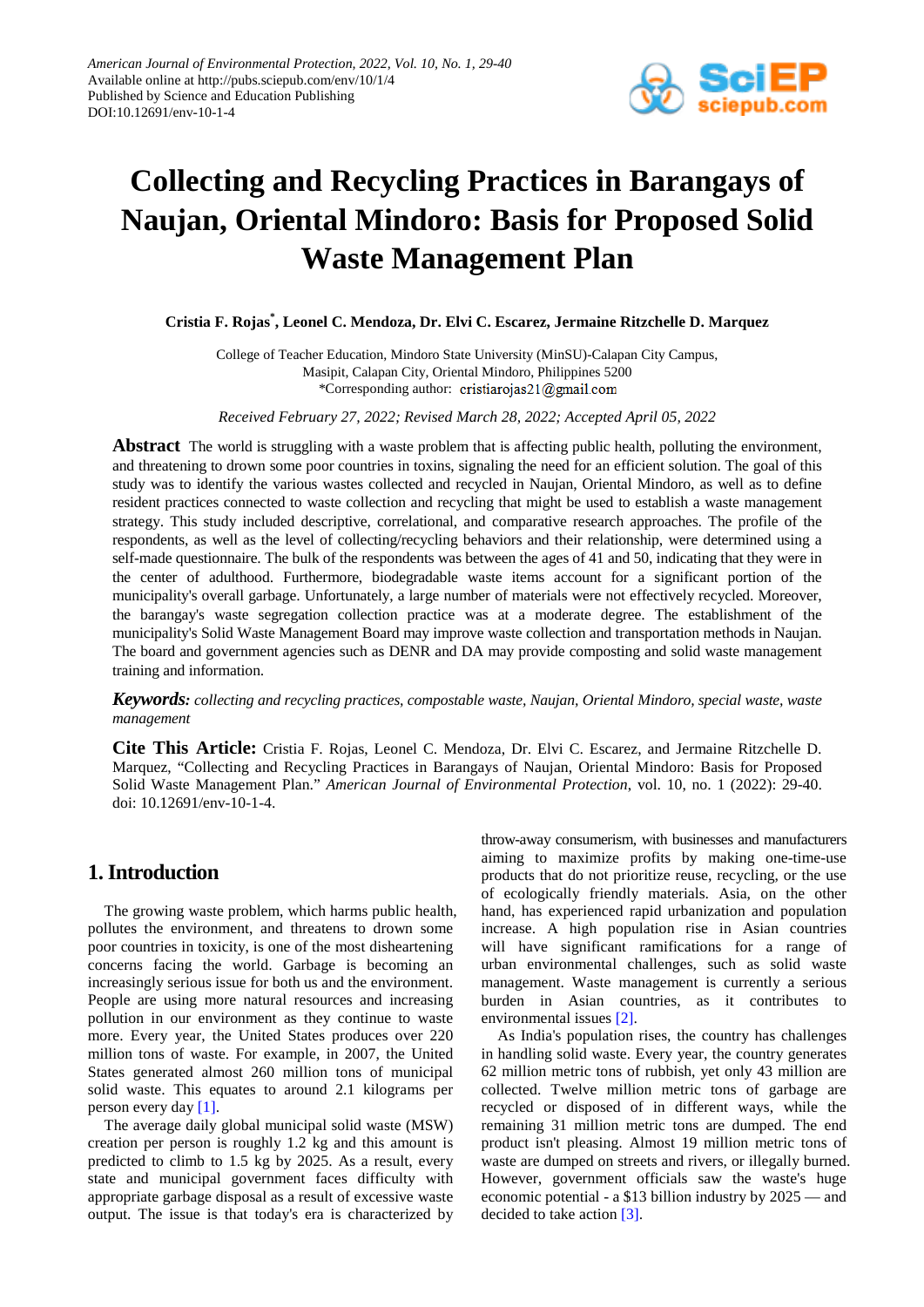# Collecting and Recycling Practices in Barangays of Naujan, Oriental Mindoro: Basis for Proposed Solid Waste Management Plan

**Cristia F. Rojas*, Leonel C. Mendoza, Dr. Elvi C. Escarez, Jermaine Ritzchelle D. Marquez**

College of Teacher Education, Mindoro State University (MinSU)-Calapan City Campus, Masipit, Calapan City, Oriental Mindoro, Philippines 5200
*Corresponding author: cristiarojas21@gmail.com

*Received February 27, 2022; Revised March 28, 2022; Accepted April 05, 2022*

**Abstract** The world is struggling with a waste problem that is affecting public health, polluting the environment, and threatening to drown some poor countries in toxins, signaling the need for an efficient solution. The goal of this study was to identify the various wastes collected and recycled in Naujan, Oriental Mindoro, as well as to define resident practices connected to waste collection and recycling that might be used to establish a waste management strategy. This study included descriptive, correlational, and comparative research approaches. The profile of the respondents, as well as the level of collecting/recycling behaviors and their relationship, were determined using a self-made questionnaire. The bulk of the respondents was between the ages of 41 and 50, indicating that they were in the center of adulthood. Furthermore, biodegradable waste items account for a significant portion of the municipality's overall garbage. Unfortunately, a large number of materials were not effectively recycled. Moreover, the barangay's waste segregation collection practice was at a moderate degree. The establishment of the municipality's Solid Waste Management Board may improve waste collection and transportation methods in Naujan. The board and government agencies such as DENR and DA may provide composting and solid waste management training and information.

***Keywords:*** *collecting and recycling practices, compostable waste, Naujan, Oriental Mindoro, special waste, waste management*

**Cite This Article:** Cristia F. Rojas, Leonel C. Mendoza, Dr. Elvi C. Escarez, and Jermaine Ritzchelle D. Marquez, "Collecting and Recycling Practices in Barangays of Naujan, Oriental Mindoro: Basis for Proposed Solid Waste Management Plan." *American Journal of Environmental Protection*, vol. 10, no. 1 (2022): 29-40. doi: 10.12691/env-10-1-4.

## 1. Introduction

The growing waste problem, which harms public health, pollutes the environment, and threatens to drown some poor countries in toxicity, is one of the most disheartening concerns facing the world. Garbage is becoming an increasingly serious issue for both us and the environment. People are using more natural resources and increasing pollution in our environment as they continue to waste more. Every year, the United States produces over 220 million tons of waste. For example, in 2007, the United States generated almost 260 million tons of municipal solid waste. This equates to around 2.1 kilograms per person every day [1].

The average daily global municipal solid waste (MSW) creation per person is roughly 1.2 kg and this amount is predicted to climb to 1.5 kg by 2025. As a result, every state and municipal government faces difficulty with appropriate garbage disposal as a result of excessive waste output. The issue is that today's era is characterized by throw-away consumerism, with businesses and manufacturers aiming to maximize profits by making one-time-use products that do not prioritize reuse, recycling, or the use of ecologically friendly materials. Asia, on the other hand, has experienced rapid urbanization and population increase. A high population rise in Asian countries will have significant ramifications for a range of urban environmental challenges, such as solid waste management. Waste management is currently a serious burden in Asian countries, as it contributes to environmental issues [2].

As India's population rises, the country has challenges in handling solid waste. Every year, the country generates 62 million metric tons of rubbish, yet only 43 million are collected. Twelve million metric tons of garbage are recycled or disposed of in different ways, while the remaining 31 million metric tons are dumped. The end product isn't pleasing. Almost 19 million metric tons of waste are dumped on streets and rivers, or illegally burned. However, government officials saw the waste's huge economic potential - a $13 billion industry by 2025 — and decided to take action [3].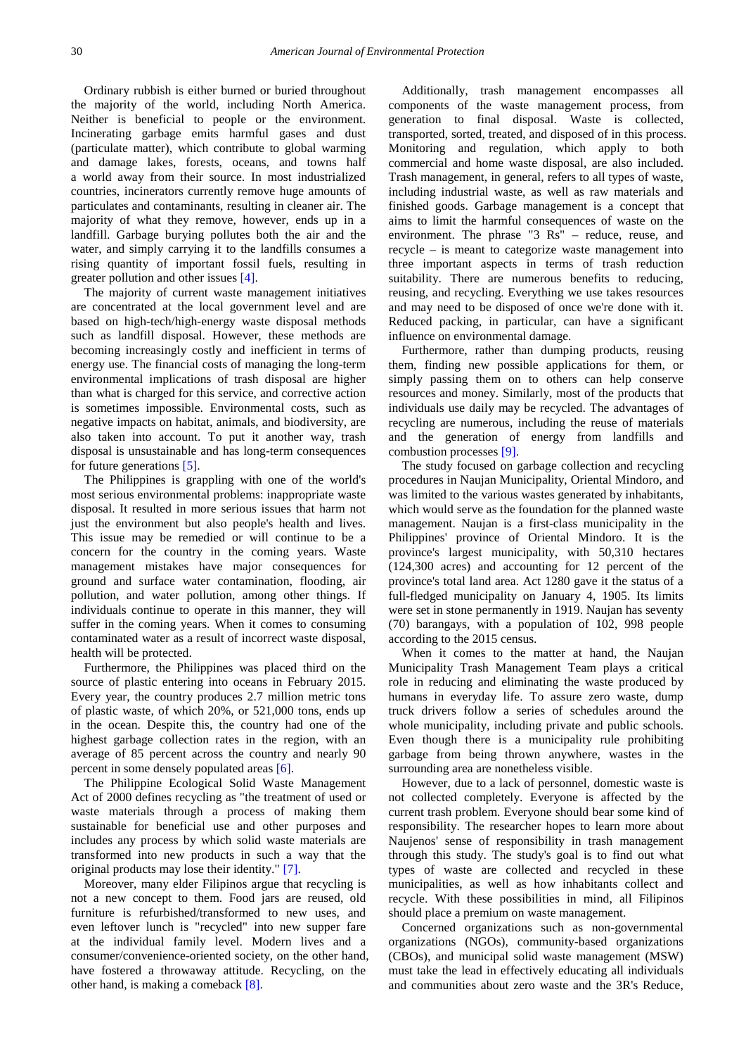Ordinary rubbish is either burned or buried throughout the majority of the world, including North America. Neither is beneficial to people or the environment. Incinerating garbage emits harmful gases and dust (particulate matter), which contribute to global warming and damage lakes, forests, oceans, and towns half a world away from their source. In most industrialized countries, incinerators currently remove huge amounts of particulates and contaminants, resulting in cleaner air. The majority of what they remove, however, ends up in a landfill. Garbage burying pollutes both the air and the water, and simply carrying it to the landfills consumes a rising quantity of important fossil fuels, resulting in greater pollution and other issues [4].

The majority of current waste management initiatives are concentrated at the local government level and are based on high-tech/high-energy waste disposal methods such as landfill disposal. However, these methods are becoming increasingly costly and inefficient in terms of energy use. The financial costs of managing the long-term environmental implications of trash disposal are higher than what is charged for this service, and corrective action is sometimes impossible. Environmental costs, such as negative impacts on habitat, animals, and biodiversity, are also taken into account. To put it another way, trash disposal is unsustainable and has long-term consequences for future generations [5].

The Philippines is grappling with one of the world's most serious environmental problems: inappropriate waste disposal. It resulted in more serious issues that harm not just the environment but also people's health and lives. This issue may be remedied or will continue to be a concern for the country in the coming years. Waste management mistakes have major consequences for ground and surface water contamination, flooding, air pollution, and water pollution, among other things. If individuals continue to operate in this manner, they will suffer in the coming years. When it comes to consuming contaminated water as a result of incorrect waste disposal, health will be protected.

Furthermore, the Philippines was placed third on the source of plastic entering into oceans in February 2015. Every year, the country produces 2.7 million metric tons of plastic waste, of which 20%, or 521,000 tons, ends up in the ocean. Despite this, the country had one of the highest garbage collection rates in the region, with an average of 85 percent across the country and nearly 90 percent in some densely populated areas [6].

The Philippine Ecological Solid Waste Management Act of 2000 defines recycling as "the treatment of used or waste materials through a process of making them sustainable for beneficial use and other purposes and includes any process by which solid waste materials are transformed into new products in such a way that the original products may lose their identity." [7].

Moreover, many elder Filipinos argue that recycling is not a new concept to them. Food jars are reused, old furniture is refurbished/transformed to new uses, and even leftover lunch is "recycled" into new supper fare at the individual family level. Modern lives and a consumer/convenience-oriented society, on the other hand, have fostered a throwaway attitude. Recycling, on the other hand, is making a comeback [8].

Additionally, trash management encompasses all components of the waste management process, from generation to final disposal. Waste is collected, transported, sorted, treated, and disposed of in this process. Monitoring and regulation, which apply to both commercial and home waste disposal, are also included. Trash management, in general, refers to all types of waste, including industrial waste, as well as raw materials and finished goods. Garbage management is a concept that aims to limit the harmful consequences of waste on the environment. The phrase "3 Rs" – reduce, reuse, and recycle – is meant to categorize waste management into three important aspects in terms of trash reduction suitability. There are numerous benefits to reducing, reusing, and recycling. Everything we use takes resources and may need to be disposed of once we're done with it. Reduced packing, in particular, can have a significant influence on environmental damage.

Furthermore, rather than dumping products, reusing them, finding new possible applications for them, or simply passing them on to others can help conserve resources and money. Similarly, most of the products that individuals use daily may be recycled. The advantages of recycling are numerous, including the reuse of materials and the generation of energy from landfills and combustion processes [9].

The study focused on garbage collection and recycling procedures in Naujan Municipality, Oriental Mindoro, and was limited to the various wastes generated by inhabitants, which would serve as the foundation for the planned waste management. Naujan is a first-class municipality in the Philippines' province of Oriental Mindoro. It is the province's largest municipality, with 50,310 hectares (124,300 acres) and accounting for 12 percent of the province's total land area. Act 1280 gave it the status of a full-fledged municipality on January 4, 1905. Its limits were set in stone permanently in 1919. Naujan has seventy (70) barangays, with a population of 102, 998 people according to the 2015 census.

When it comes to the matter at hand, the Naujan Municipality Trash Management Team plays a critical role in reducing and eliminating the waste produced by humans in everyday life. To assure zero waste, dump truck drivers follow a series of schedules around the whole municipality, including private and public schools. Even though there is a municipality rule prohibiting garbage from being thrown anywhere, wastes in the surrounding area are nonetheless visible.

However, due to a lack of personnel, domestic waste is not collected completely. Everyone is affected by the current trash problem. Everyone should bear some kind of responsibility. The researcher hopes to learn more about Naujenos' sense of responsibility in trash management through this study. The study's goal is to find out what types of waste are collected and recycled in these municipalities, as well as how inhabitants collect and recycle. With these possibilities in mind, all Filipinos should place a premium on waste management.

Concerned organizations such as non-governmental organizations (NGOs), community-based organizations (CBOs), and municipal solid waste management (MSW) must take the lead in effectively educating all individuals and communities about zero waste and the 3R's Reduce,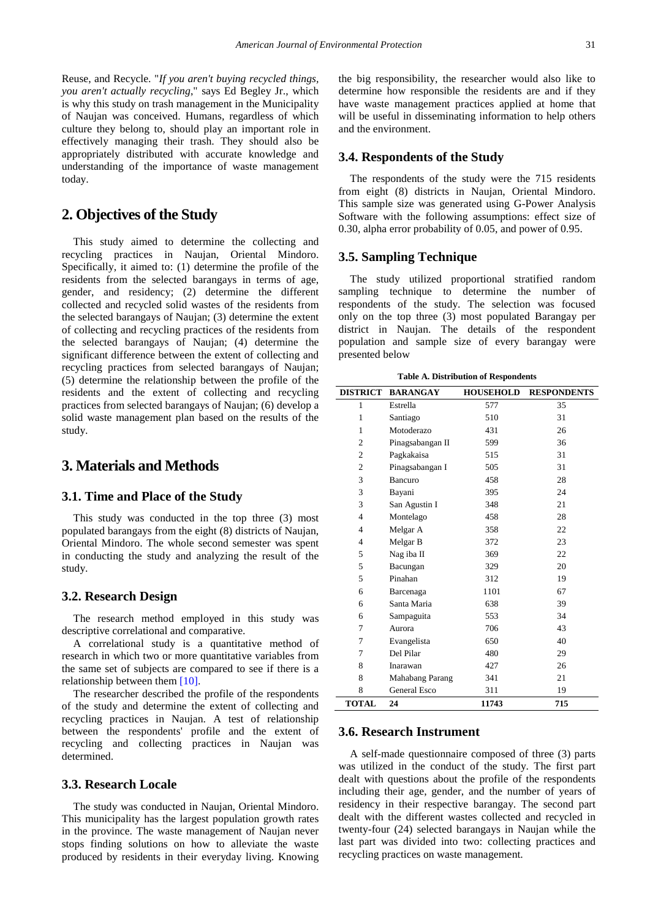Reuse, and Recycle. "*If you aren't buying recycled things, you aren't actually recycling*," says Ed Begley Jr., which is why this study on trash management in the Municipality of Naujan was conceived. Humans, regardless of which culture they belong to, should play an important role in effectively managing their trash. They should also be appropriately distributed with accurate knowledge and understanding of the importance of waste management today.

## 2. Objectives of the Study

This study aimed to determine the collecting and recycling practices in Naujan, Oriental Mindoro. Specifically, it aimed to: (1) determine the profile of the residents from the selected barangays in terms of age, gender, and residency; (2) determine the different collected and recycled solid wastes of the residents from the selected barangays of Naujan; (3) determine the extent of collecting and recycling practices of the residents from the selected barangays of Naujan; (4) determine the significant difference between the extent of collecting and recycling practices from selected barangays of Naujan; (5) determine the relationship between the profile of the residents and the extent of collecting and recycling practices from selected barangays of Naujan; (6) develop a solid waste management plan based on the results of the study.

## 3. Materials and Methods

### 3.1. Time and Place of the Study

This study was conducted in the top three (3) most populated barangays from the eight (8) districts of Naujan, Oriental Mindoro. The whole second semester was spent in conducting the study and analyzing the result of the study.

### 3.2. Research Design

The research method employed in this study was descriptive correlational and comparative.

A correlational study is a quantitative method of research in which two or more quantitative variables from the same set of subjects are compared to see if there is a relationship between them [10].

The researcher described the profile of the respondents of the study and determine the extent of collecting and recycling practices in Naujan. A test of relationship between the respondents' profile and the extent of recycling and collecting practices in Naujan was determined.

### 3.3. Research Locale

The study was conducted in Naujan, Oriental Mindoro. This municipality has the largest population growth rates in the province. The waste management of Naujan never stops finding solutions on how to alleviate the waste produced by residents in their everyday living. Knowing the big responsibility, the researcher would also like to determine how responsible the residents are and if they have waste management practices applied at home that will be useful in disseminating information to help others and the environment.

### 3.4. Respondents of the Study

The respondents of the study were the 715 residents from eight (8) districts in Naujan, Oriental Mindoro. This sample size was generated using G-Power Analysis Software with the following assumptions: effect size of 0.30, alpha error probability of 0.05, and power of 0.95.

### 3.5. Sampling Technique

The study utilized proportional stratified random sampling technique to determine the number of respondents of the study. The selection was focused only on the top three (3) most populated Barangay per district in Naujan. The details of the respondent population and sample size of every barangay were presented below

**Table A. Distribution of Respondents**

| DISTRICT | BARANGAY | HOUSEHOLD | RESPONDENTS |
|---|---|---|---|
| 1 | Estrella | 577 | 35 |
| 1 | Santiago | 510 | 31 |
| 1 | Motoderazo | 431 | 26 |
| 2 | Pinagsabangan II | 599 | 36 |
| 2 | Pagkakaisa | 515 | 31 |
| 2 | Pinagsabangan I | 505 | 31 |
| 3 | Bancuro | 458 | 28 |
| 3 | Bayani | 395 | 24 |
| 3 | San Agustin I | 348 | 21 |
| 4 | Montelago | 458 | 28 |
| 4 | Melgar A | 358 | 22 |
| 4 | Melgar B | 372 | 23 |
| 5 | Nag iba II | 369 | 22 |
| 5 | Bacungan | 329 | 20 |
| 5 | Pinahan | 312 | 19 |
| 6 | Barcenaga | 1101 | 67 |
| 6 | Santa Maria | 638 | 39 |
| 6 | Sampaguita | 553 | 34 |
| 7 | Aurora | 706 | 43 |
| 7 | Evangelista | 650 | 40 |
| 7 | Del Pilar | 480 | 29 |
| 8 | Inarawan | 427 | 26 |
| 8 | Mahabang Parang | 341 | 21 |
| 8 | General Esco | 311 | 19 |
| **TOTAL** | **24** | **11743** | **715** |

### 3.6. Research Instrument

A self-made questionnaire composed of three (3) parts was utilized in the conduct of the study. The first part dealt with questions about the profile of the respondents including their age, gender, and the number of years of residency in their respective barangay. The second part dealt with the different wastes collected and recycled in twenty-four (24) selected barangays in Naujan while the last part was divided into two: collecting practices and recycling practices on waste management.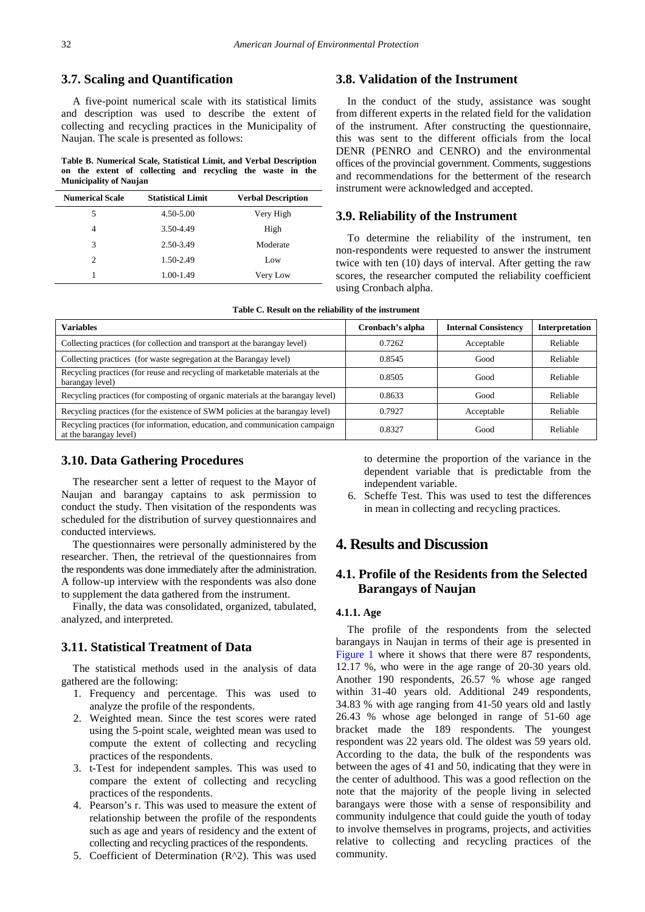### 3.7. Scaling and Quantification

A five-point numerical scale with its statistical limits and description was used to describe the extent of collecting and recycling practices in the Municipality of Naujan. The scale is presented as follows:

**Table B. Numerical Scale, Statistical Limit, and Verbal Description on the extent of collecting and recycling the waste in the Municipality of Naujan**

| Numerical Scale | Statistical Limit | Verbal Description |
|---|---|---|
| 5 | 4.50-5.00 | Very High |
| 4 | 3.50-4.49 | High |
| 3 | 2.50-3.49 | Moderate |
| 2 | 1.50-2.49 | Low |
| 1 | 1.00-1.49 | Very Low |

### 3.8. Validation of the Instrument

In the conduct of the study, assistance was sought from different experts in the related field for the validation of the instrument. After constructing the questionnaire, this was sent to the different officials from the local DENR (PENRO and CENRO) and the environmental offices of the provincial government. Comments, suggestions and recommendations for the betterment of the research instrument were acknowledged and accepted.

### 3.9. Reliability of the Instrument

To determine the reliability of the instrument, ten non-respondents were requested to answer the instrument twice with ten (10) days of interval. After getting the raw scores, the researcher computed the reliability coefficient using Cronbach alpha.

**Table C. Result on the reliability of the instrument**

| Variables | Cronbach's alpha | Internal Consistency | Interpretation |
|---|---|---|---|
| Collecting practices (for collection and transport at the barangay level) | 0.7262 | Acceptable | Reliable |
| Collecting practices (for waste segregation at the Barangay level) | 0.8545 | Good | Reliable |
| Recycling practices (for reuse and recycling of marketable materials at the barangay level) | 0.8505 | Good | Reliable |
| Recycling practices (for composting of organic materials at the barangay level) | 0.8633 | Good | Reliable |
| Recycling practices (for the existence of SWM policies at the barangay level) | 0.7927 | Acceptable | Reliable |
| Recycling practices (for information, education, and communication campaign at the barangay level) | 0.8327 | Good | Reliable |

### 3.10. Data Gathering Procedures

The researcher sent a letter of request to the Mayor of Naujan and barangay captains to ask permission to conduct the study. Then visitation of the respondents was scheduled for the distribution of survey questionnaires and conducted interviews.

The questionnaires were personally administered by the researcher. Then, the retrieval of the questionnaires from the respondents was done immediately after the administration. A follow-up interview with the respondents was also done to supplement the data gathered from the instrument.

Finally, the data was consolidated, organized, tabulated, analyzed, and interpreted.

### 3.11. Statistical Treatment of Data

The statistical methods used in the analysis of data gathered are the following:

1. Frequency and percentage. This was used to analyze the profile of the respondents.
2. Weighted mean. Since the test scores were rated using the 5-point scale, weighted mean was used to compute the extent of collecting and recycling practices of the respondents.
3. t-Test for independent samples. This was used to compare the extent of collecting and recycling practices of the respondents.
4. Pearson's r. This was used to measure the extent of relationship between the profile of the respondents such as age and years of residency and the extent of collecting and recycling practices of the respondents.
5. Coefficient of Determination ($R^2$). This was used to determine the proportion of the variance in the dependent variable that is predictable from the independent variable.
6. Scheffe Test. This was used to test the differences in mean in collecting and recycling practices.

## 4. Results and Discussion

### 4.1. Profile of the Residents from the Selected Barangays of Naujan

#### 4.1.1. Age

The profile of the respondents from the selected barangays in Naujan in terms of their age is presented in Figure 1 where it shows that there were 87 respondents, 12.17 %, who were in the age range of 20-30 years old. Another 190 respondents, 26.57 % whose age ranged within 31-40 years old. Additional 249 respondents, 34.83 % with age ranging from 41-50 years old and lastly 26.43 % whose age belonged in range of 51-60 age bracket made the 189 respondents. The youngest respondent was 22 years old. The oldest was 59 years old. According to the data, the bulk of the respondents was between the ages of 41 and 50, indicating that they were in the center of adulthood. This was a good reflection on the note that the majority of the people living in selected barangays were those with a sense of responsibility and community indulgence that could guide the youth of today to involve themselves in programs, projects, and activities relative to collecting and recycling practices of the community.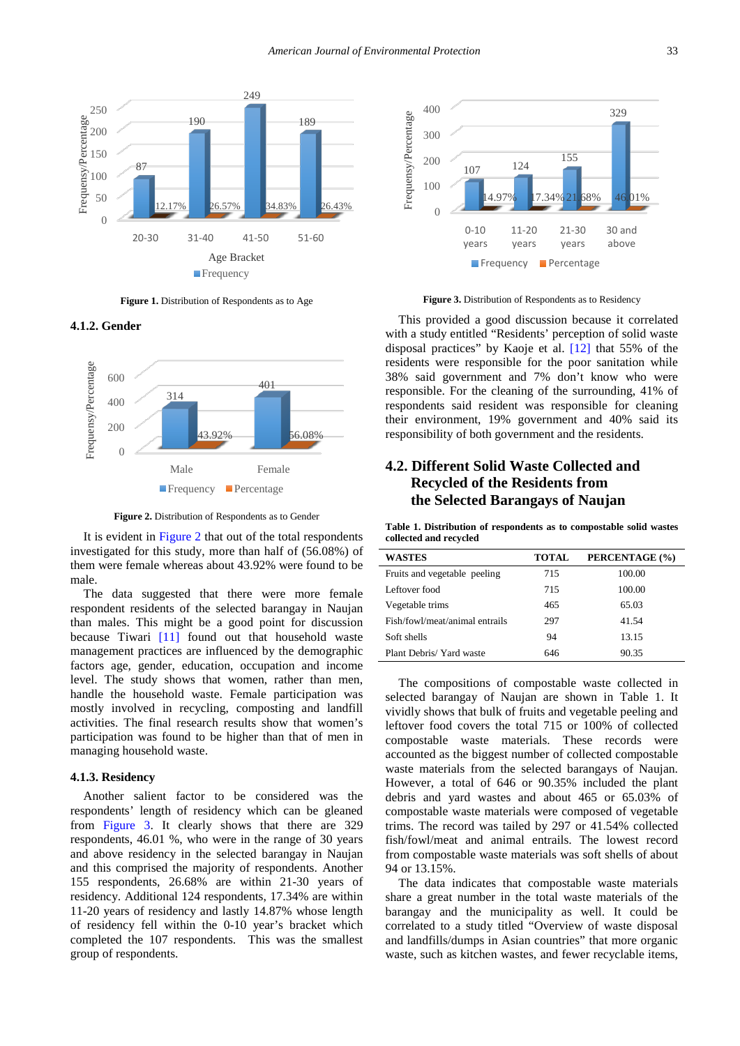Figure 1. Distribution of Respondents as to Age

### 4.1.2. Gender

Figure 2. Distribution of Respondents as to Gender

It is evident in Figure 2 that out of the total respondents investigated for this study, more than half of (56.08%) of them were female whereas about 43.92% were found to be male.

The data suggested that there were more female respondent residents of the selected barangay in Naujan than males. This might be a good point for discussion because Tiwari [11] found out that household waste management practices are influenced by the demographic factors age, gender, education, occupation and income level. The study shows that women, rather than men, handle the household waste. Female participation was mostly involved in recycling, composting and landfill activities. The final research results show that women's participation was found to be higher than that of men in managing household waste.

### 4.1.3. Residency

Another salient factor to be considered was the respondents' length of residency which can be gleaned from Figure 3. It clearly shows that there are 329 respondents, 46.01 %, who were in the range of 30 years and above residency in the selected barangay in Naujan and this comprised the majority of respondents. Another 155 respondents, 26.68% are within 21-30 years of residency. Additional 124 respondents, 17.34% are within 11-20 years of residency and lastly 14.87% whose length of residency fell within the 0-10 year's bracket which completed the 107 respondents. This was the smallest group of respondents.

Figure 3. Distribution of Respondents as to Residency

This provided a good discussion because it correlated with a study entitled "Residents' perception of solid waste disposal practices" by Kaoje et al. [12] that 55% of the residents were responsible for the poor sanitation while 38% said government and 7% don't know who were responsible. For the cleaning of the surrounding, 41% of respondents said resident was responsible for cleaning their environment, 19% government and 40% said its responsibility of both government and the residents.

## 4.2. Different Solid Waste Collected and Recycled of the Residents from the Selected Barangays of Naujan

**Table 1. Distribution of respondents as to compostable solid wastes collected and recycled**

| WASTES | TOTAL | PERCENTAGE (%) |
|---|---|---|
| Fruits and vegetable peeling | 715 | 100.00 |
| Leftover food | 715 | 100.00 |
| Vegetable trims | 465 | 65.03 |
| Fish/fowl/meat/animal entrails | 297 | 41.54 |
| Soft shells | 94 | 13.15 |
| Plant Debris/ Yard waste | 646 | 90.35 |

The compositions of compostable waste collected in selected barangay of Naujan are shown in Table 1. It vividly shows that bulk of fruits and vegetable peeling and leftover food covers the total 715 or 100% of collected compostable waste materials. These records were accounted as the biggest number of collected compostable waste materials from the selected barangays of Naujan. However, a total of 646 or 90.35% included the plant debris and yard wastes and about 465 or 65.03% of compostable waste materials were composed of vegetable trims. The record was tailed by 297 or 41.54% collected fish/fowl/meat and animal entrails. The lowest record from compostable waste materials was soft shells of about 94 or 13.15%.

The data indicates that compostable waste materials share a great number in the total waste materials of the barangay and the municipality as well. It could be correlated to a study titled "Overview of waste disposal and landfills/dumps in Asian countries" that more organic waste, such as kitchen wastes, and fewer recyclable items,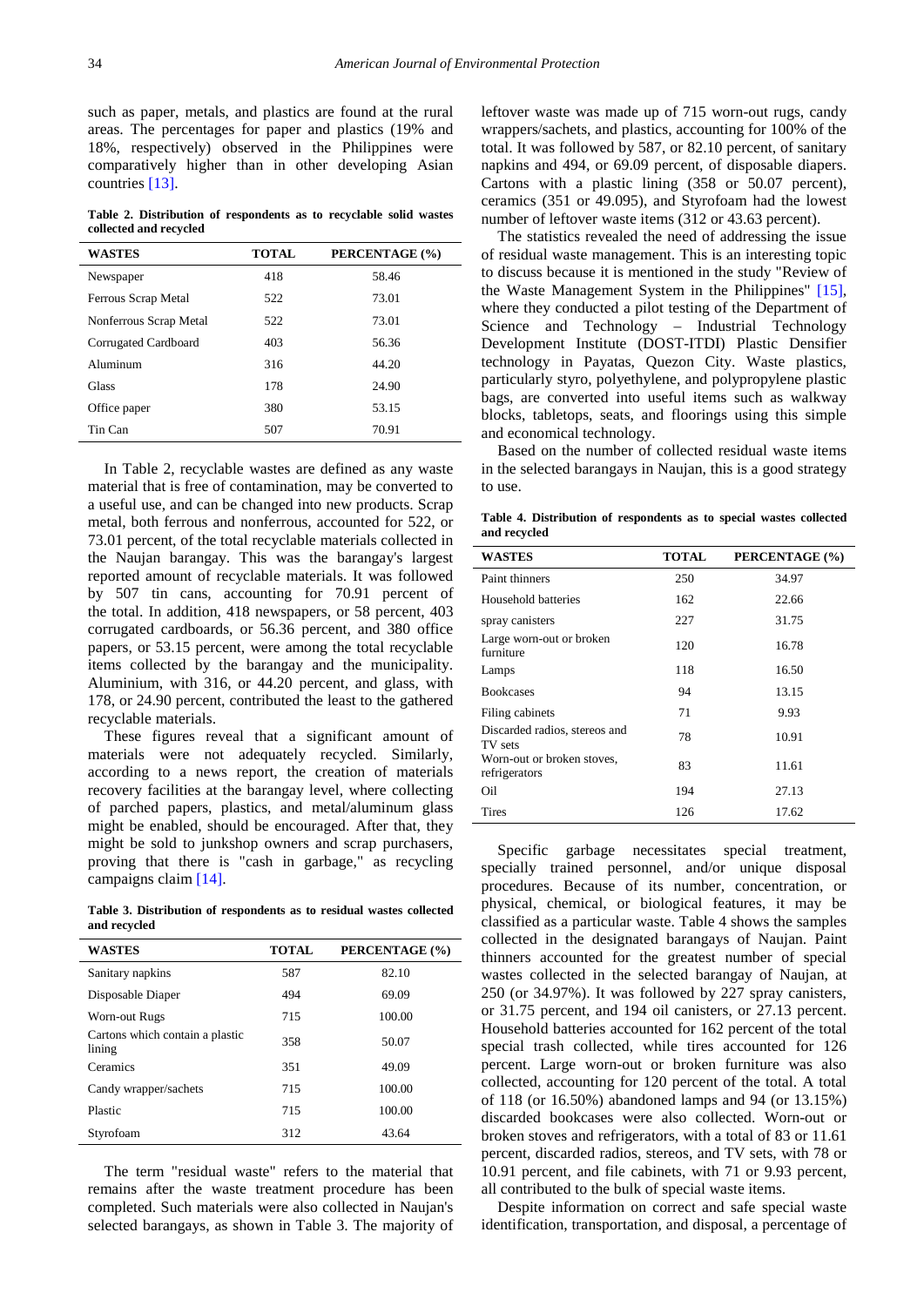such as paper, metals, and plastics are found at the rural areas. The percentages for paper and plastics (19% and 18%, respectively) observed in the Philippines were comparatively higher than in other developing Asian countries [13].

**Table 2. Distribution of respondents as to recyclable solid wastes collected and recycled**

| WASTES | TOTAL | PERCENTAGE (%) |
|---|---|---|
| Newspaper | 418 | 58.46 |
| Ferrous Scrap Metal | 522 | 73.01 |
| Nonferrous Scrap Metal | 522 | 73.01 |
| Corrugated Cardboard | 403 | 56.36 |
| Aluminum | 316 | 44.20 |
| Glass | 178 | 24.90 |
| Office paper | 380 | 53.15 |
| Tin Can | 507 | 70.91 |

In Table 2, recyclable wastes are defined as any waste material that is free of contamination, may be converted to a useful use, and can be changed into new products. Scrap metal, both ferrous and nonferrous, accounted for 522, or 73.01 percent, of the total recyclable materials collected in the Naujan barangay. This was the barangay's largest reported amount of recyclable materials. It was followed by 507 tin cans, accounting for 70.91 percent of the total. In addition, 418 newspapers, or 58 percent, 403 corrugated cardboards, or 56.36 percent, and 380 office papers, or 53.15 percent, were among the total recyclable items collected by the barangay and the municipality. Aluminium, with 316, or 44.20 percent, and glass, with 178, or 24.90 percent, contributed the least to the gathered recyclable materials.

These figures reveal that a significant amount of materials were not adequately recycled. Similarly, according to a news report, the creation of materials recovery facilities at the barangay level, where collecting of parched papers, plastics, and metal/aluminum glass might be enabled, should be encouraged. After that, they might be sold to junkshop owners and scrap purchasers, proving that there is "cash in garbage," as recycling campaigns claim [14].

**Table 3. Distribution of respondents as to residual wastes collected and recycled**

| WASTES | TOTAL | PERCENTAGE (%) |
|---|---|---|
| Sanitary napkins | 587 | 82.10 |
| Disposable Diaper | 494 | 69.09 |
| Worn-out Rugs | 715 | 100.00 |
| Cartons which contain a plastic lining | 358 | 50.07 |
| Ceramics | 351 | 49.09 |
| Candy wrapper/sachets | 715 | 100.00 |
| Plastic | 715 | 100.00 |
| Styrofoam | 312 | 43.64 |

The term "residual waste" refers to the material that remains after the waste treatment procedure has been completed. Such materials were also collected in Naujan's selected barangays, as shown in Table 3. The majority of leftover waste was made up of 715 worn-out rugs, candy wrappers/sachets, and plastics, accounting for 100% of the total. It was followed by 587, or 82.10 percent, of sanitary napkins and 494, or 69.09 percent, of disposable diapers. Cartons with a plastic lining (358 or 50.07 percent), ceramics (351 or 49.095), and Styrofoam had the lowest number of leftover waste items (312 or 43.63 percent).

The statistics revealed the need of addressing the issue of residual waste management. This is an interesting topic to discuss because it is mentioned in the study "Review of the Waste Management System in the Philippines" [15], where they conducted a pilot testing of the Department of Science and Technology – Industrial Technology Development Institute (DOST-ITDI) Plastic Densifier technology in Payatas, Quezon City. Waste plastics, particularly styro, polyethylene, and polypropylene plastic bags, are converted into useful items such as walkway blocks, tabletops, seats, and floorings using this simple and economical technology.

Based on the number of collected residual waste items in the selected barangays in Naujan, this is a good strategy to use.

**Table 4. Distribution of respondents as to special wastes collected and recycled**

| WASTES | TOTAL | PERCENTAGE (%) |
|---|---|---|
| Paint thinners | 250 | 34.97 |
| Household batteries | 162 | 22.66 |
| spray canisters | 227 | 31.75 |
| Large worn-out or broken furniture | 120 | 16.78 |
| Lamps | 118 | 16.50 |
| Bookcases | 94 | 13.15 |
| Filing cabinets | 71 | 9.93 |
| Discarded radios, stereos and TV sets | 78 | 10.91 |
| Worn-out or broken stoves, refrigerators | 83 | 11.61 |
| Oil | 194 | 27.13 |
| Tires | 126 | 17.62 |

Specific garbage necessitates special treatment, specially trained personnel, and/or unique disposal procedures. Because of its number, concentration, or physical, chemical, or biological features, it may be classified as a particular waste. Table 4 shows the samples collected in the designated barangays of Naujan. Paint thinners accounted for the greatest number of special wastes collected in the selected barangay of Naujan, at 250 (or 34.97%). It was followed by 227 spray canisters, or 31.75 percent, and 194 oil canisters, or 27.13 percent. Household batteries accounted for 162 percent of the total special trash collected, while tires accounted for 126 percent. Large worn-out or broken furniture was also collected, accounting for 120 percent of the total. A total of 118 (or 16.50%) abandoned lamps and 94 (or 13.15%) discarded bookcases were also collected. Worn-out or broken stoves and refrigerators, with a total of 83 or 11.61 percent, discarded radios, stereos, and TV sets, with 78 or 10.91 percent, and file cabinets, with 71 or 9.93 percent, all contributed to the bulk of special waste items.

Despite information on correct and safe special waste identification, transportation, and disposal, a percentage of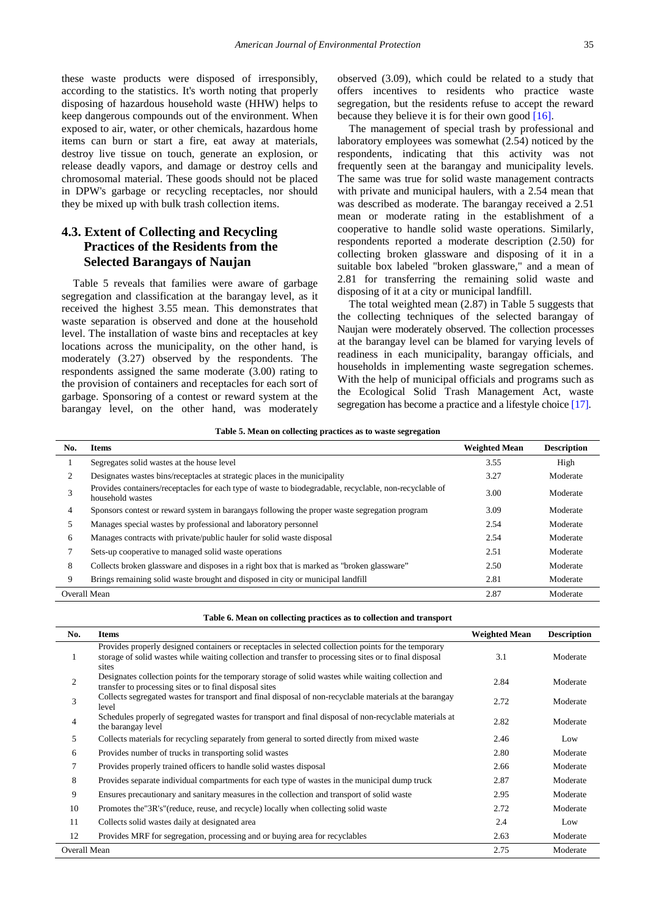these waste products were disposed of irresponsibly, according to the statistics. It's worth noting that properly disposing of hazardous household waste (HHW) helps to keep dangerous compounds out of the environment. When exposed to air, water, or other chemicals, hazardous home items can burn or start a fire, eat away at materials, destroy live tissue on touch, generate an explosion, or release deadly vapors, and damage or destroy cells and chromosomal material. These goods should not be placed in DPW's garbage or recycling receptacles, nor should they be mixed up with bulk trash collection items.

### 4.3. Extent of Collecting and Recycling Practices of the Residents from the Selected Barangays of Naujan

Table 5 reveals that families were aware of garbage segregation and classification at the barangay level, as it received the highest 3.55 mean. This demonstrates that waste separation is observed and done at the household level. The installation of waste bins and receptacles at key locations across the municipality, on the other hand, is moderately (3.27) observed by the respondents. The respondents assigned the same moderate (3.00) rating to the provision of containers and receptacles for each sort of garbage. Sponsoring of a contest or reward system at the barangay level, on the other hand, was moderately observed (3.09), which could be related to a study that offers incentives to residents who practice waste segregation, but the residents refuse to accept the reward because they believe it is for their own good [16].

The management of special trash by professional and laboratory employees was somewhat (2.54) noticed by the respondents, indicating that this activity was not frequently seen at the barangay and municipality levels. The same was true for solid waste management contracts with private and municipal haulers, with a 2.54 mean that was described as moderate. The barangay received a 2.51 mean or moderate rating in the establishment of a cooperative to handle solid waste operations. Similarly, respondents reported a moderate description (2.50) for collecting broken glassware and disposing of it in a suitable box labeled "broken glassware," and a mean of 2.81 for transferring the remaining solid waste and disposing of it at a city or municipal landfill.

The total weighted mean (2.87) in Table 5 suggests that the collecting techniques of the selected barangay of Naujan were moderately observed. The collection processes at the barangay level can be blamed for varying levels of readiness in each municipality, barangay officials, and households in implementing waste segregation schemes. With the help of municipal officials and programs such as the Ecological Solid Trash Management Act, waste segregation has become a practice and a lifestyle choice [17].

**Table 5. Mean on collecting practices as to waste segregation**

| No. | Items | Weighted Mean | Description |
|---|---|---|---|
| 1 | Segregates solid wastes at the house level | 3.55 | High |
| 2 | Designates wastes bins/receptacles at strategic places in the municipality | 3.27 | Moderate |
| 3 | Provides containers/receptacles for each type of waste to biodegradable, recyclable, non-recyclable of household wastes | 3.00 | Moderate |
| 4 | Sponsors contest or reward system in barangays following the proper waste segregation program | 3.09 | Moderate |
| 5 | Manages special wastes by professional and laboratory personnel | 2.54 | Moderate |
| 6 | Manages contracts with private/public hauler for solid waste disposal | 2.54 | Moderate |
| 7 | Sets-up cooperative to managed solid waste operations | 2.51 | Moderate |
| 8 | Collects broken glassware and disposes in a right box that is marked as "broken glassware" | 2.50 | Moderate |
| 9 | Brings remaining solid waste brought and disposed in city or municipal landfill | 2.81 | Moderate |
| Overall Mean | | 2.87 | Moderate |

**Table 6. Mean on collecting practices as to collection and transport**

| No. | Items | Weighted Mean | Description |
|---|---|---|---|
| 1 | Provides properly designed containers or receptacles in selected collection points for the temporary storage of solid wastes while waiting collection and transfer to processing sites or to final disposal sites | 3.1 | Moderate |
| 2 | Designates collection points for the temporary storage of solid wastes while waiting collection and transfer to processing sites or final disposal sites | 2.84 | Moderate |
| 3 | Collects segregated wastes for transport and final disposal of non-recyclable materials at the barangay level | 2.72 | Moderate |
| 4 | Schedules properly of segregated wastes for transport and final disposal of non-recyclable materials at the barangay level | 2.82 | Moderate |
| 5 | Collects materials for recycling separately from general to sorted directly from mixed waste | 2.46 | Low |
| 6 | Provides number of trucks in transporting solid wastes | 2.80 | Moderate |
| 7 | Provides properly trained officers to handle solid wastes disposal | 2.66 | Moderate |
| 8 | Provides separate individual compartments for each type of wastes in the municipal dump truck | 2.87 | Moderate |
| 9 | Ensures precautionary and sanitary measures in the collection and transport of solid waste | 2.95 | Moderate |
| 10 | Promotes the"3R's"(reduce, reuse, and recycle) locally when collecting solid waste | 2.72 | Moderate |
| 11 | Collects solid wastes daily at designated area | 2.4 | Low |
| 12 | Provides MRF for segregation, processing and or buying area for recyclables | 2.63 | Moderate |
| Overall Mean | | 2.75 | Moderate |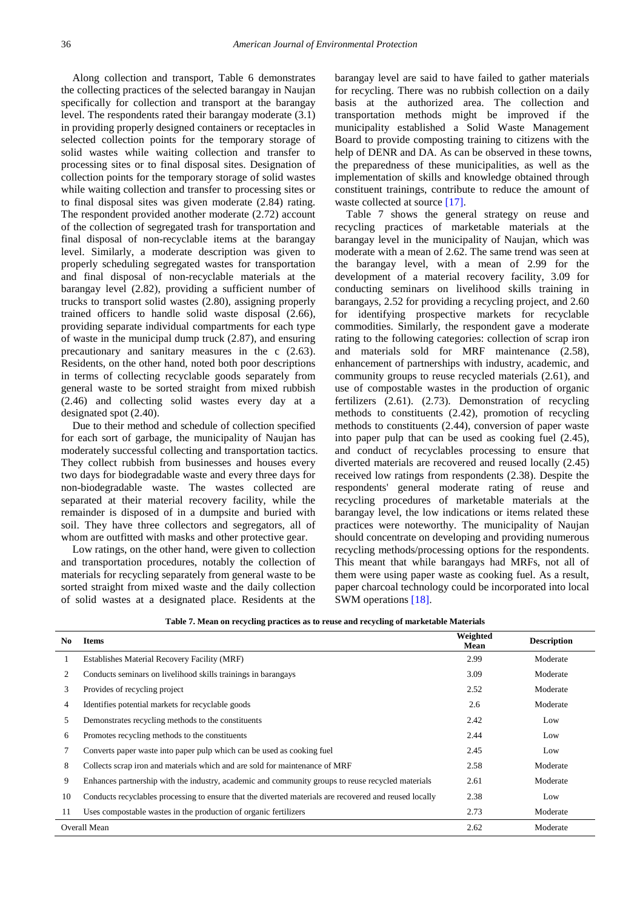Along collection and transport, Table 6 demonstrates the collecting practices of the selected barangay in Naujan specifically for collection and transport at the barangay level. The respondents rated their barangay moderate (3.1) in providing properly designed containers or receptacles in selected collection points for the temporary storage of solid wastes while waiting collection and transfer to processing sites or to final disposal sites. Designation of collection points for the temporary storage of solid wastes while waiting collection and transfer to processing sites or to final disposal sites was given moderate (2.84) rating. The respondent provided another moderate (2.72) account of the collection of segregated trash for transportation and final disposal of non-recyclable items at the barangay level. Similarly, a moderate description was given to properly scheduling segregated wastes for transportation and final disposal of non-recyclable materials at the barangay level (2.82), providing a sufficient number of trucks to transport solid wastes (2.80), assigning properly trained officers to handle solid waste disposal (2.66), providing separate individual compartments for each type of waste in the municipal dump truck (2.87), and ensuring precautionary and sanitary measures in the c (2.63). Residents, on the other hand, noted both poor descriptions in terms of collecting recyclable goods separately from general waste to be sorted straight from mixed rubbish (2.46) and collecting solid wastes every day at a designated spot (2.40).

Due to their method and schedule of collection specified for each sort of garbage, the municipality of Naujan has moderately successful collecting and transportation tactics. They collect rubbish from businesses and houses every two days for biodegradable waste and every three days for non-biodegradable waste. The wastes collected are separated at their material recovery facility, while the remainder is disposed of in a dumpsite and buried with soil. They have three collectors and segregators, all of whom are outfitted with masks and other protective gear.

Low ratings, on the other hand, were given to collection and transportation procedures, notably the collection of materials for recycling separately from general waste to be sorted straight from mixed waste and the daily collection of solid wastes at a designated place. Residents at the barangay level are said to have failed to gather materials for recycling. There was no rubbish collection on a daily basis at the authorized area. The collection and transportation methods might be improved if the municipality established a Solid Waste Management Board to provide composting training to citizens with the help of DENR and DA. As can be observed in these towns, the preparedness of these municipalities, as well as the implementation of skills and knowledge obtained through constituent trainings, contribute to reduce the amount of waste collected at source [17].

Table 7 shows the general strategy on reuse and recycling practices of marketable materials at the barangay level in the municipality of Naujan, which was moderate with a mean of 2.62. The same trend was seen at the barangay level, with a mean of 2.99 for the development of a material recovery facility, 3.09 for conducting seminars on livelihood skills training in barangays, 2.52 for providing a recycling project, and 2.60 for identifying prospective markets for recyclable commodities. Similarly, the respondent gave a moderate rating to the following categories: collection of scrap iron and materials sold for MRF maintenance (2.58), enhancement of partnerships with industry, academic, and community groups to reuse recycled materials (2.61), and use of compostable wastes in the production of organic fertilizers (2.61). (2.73). Demonstration of recycling methods to constituents (2.42), promotion of recycling methods to constituents (2.44), conversion of paper waste into paper pulp that can be used as cooking fuel (2.45), and conduct of recyclables processing to ensure that diverted materials are recovered and reused locally (2.45) received low ratings from respondents (2.38). Despite the respondents' general moderate rating of reuse and recycling procedures of marketable materials at the barangay level, the low indications or items related these practices were noteworthy. The municipality of Naujan should concentrate on developing and providing numerous recycling methods/processing options for the respondents. This meant that while barangays had MRFs, not all of them were using paper waste as cooking fuel. As a result, paper charcoal technology could be incorporated into local SWM operations [18].

**Table 7. Mean on recycling practices as to reuse and recycling of marketable Materials**

| No | Items | Weighted Mean | Description |
|---|---|---|---|
| 1 | Establishes Material Recovery Facility (MRF) | 2.99 | Moderate |
| 2 | Conducts seminars on livelihood skills trainings in barangays | 3.09 | Moderate |
| 3 | Provides of recycling project | 2.52 | Moderate |
| 4 | Identifies potential markets for recyclable goods | 2.6 | Moderate |
| 5 | Demonstrates recycling methods to the constituents | 2.42 | Low |
| 6 | Promotes recycling methods to the constituents | 2.44 | Low |
| 7 | Converts paper waste into paper pulp which can be used as cooking fuel | 2.45 | Low |
| 8 | Collects scrap iron and materials which and are sold for maintenance of MRF | 2.58 | Moderate |
| 9 | Enhances partnership with the industry, academic and community groups to reuse recycled materials | 2.61 | Moderate |
| 10 | Conducts recyclables processing to ensure that the diverted materials are recovered and reused locally | 2.38 | Low |
| 11 | Uses compostable wastes in the production of organic fertilizers | 2.73 | Moderate |
| Overall Mean | | 2.62 | Moderate |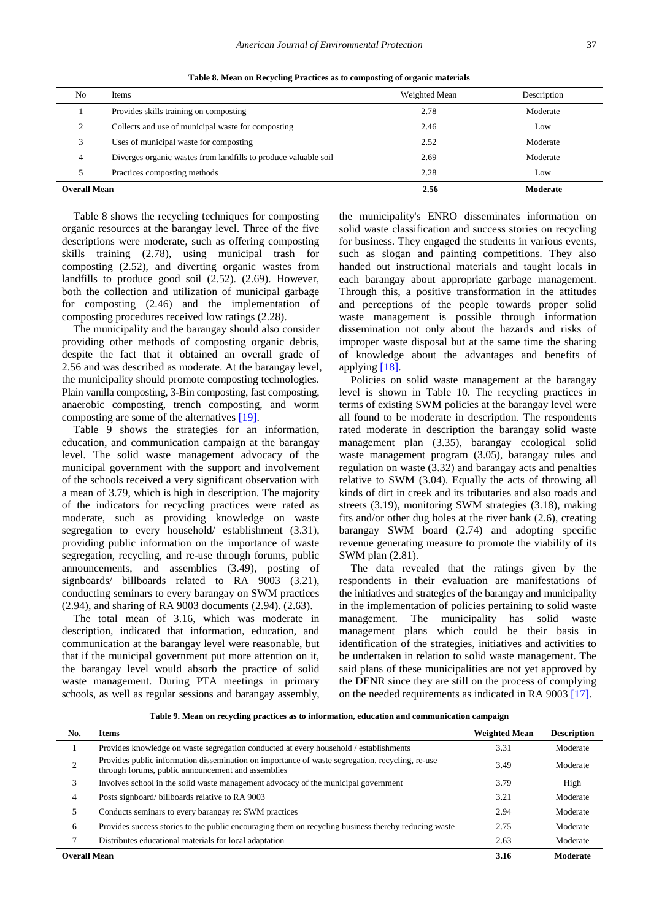**Table 8. Mean on Recycling Practices as to composting of organic materials**

| No | Items | Weighted Mean | Description |
|---|---|---|---|
| 1 | Provides skills training on composting | 2.78 | Moderate |
| 2 | Collects and use of municipal waste for composting | 2.46 | Low |
| 3 | Uses of municipal waste for composting | 2.52 | Moderate |
| 4 | Diverges organic wastes from landfills to produce valuable soil | 2.69 | Moderate |
| 5 | Practices composting methods | 2.28 | Low |
| **Overall Mean** | | **2.56** | **Moderate** |

Table 8 shows the recycling techniques for composting organic resources at the barangay level. Three of the five descriptions were moderate, such as offering composting skills training (2.78), using municipal trash for composting (2.52), and diverting organic wastes from landfills to produce good soil (2.52). (2.69). However, both the collection and utilization of municipal garbage for composting (2.46) and the implementation of composting procedures received low ratings (2.28).

The municipality and the barangay should also consider providing other methods of composting organic debris, despite the fact that it obtained an overall grade of 2.56 and was described as moderate. At the barangay level, the municipality should promote composting technologies. Plain vanilla composting, 3-Bin composting, fast composting, anaerobic composting, trench composting, and worm composting are some of the alternatives [19].

Table 9 shows the strategies for an information, education, and communication campaign at the barangay level. The solid waste management advocacy of the municipal government with the support and involvement of the schools received a very significant observation with a mean of 3.79, which is high in description. The majority of the indicators for recycling practices were rated as moderate, such as providing knowledge on waste segregation to every household/ establishment (3.31), providing public information on the importance of waste segregation, recycling, and re-use through forums, public announcements, and assemblies (3.49), posting of signboards/ billboards related to RA 9003 (3.21), conducting seminars to every barangay on SWM practices (2.94), and sharing of RA 9003 documents (2.94). (2.63).

The total mean of 3.16, which was moderate in description, indicated that information, education, and communication at the barangay level were reasonable, but that if the municipal government put more attention on it, the barangay level would absorb the practice of solid waste management. During PTA meetings in primary schools, as well as regular sessions and barangay assembly, the municipality's ENRO disseminates information on solid waste classification and success stories on recycling for business. They engaged the students in various events, such as slogan and painting competitions. They also handed out instructional materials and taught locals in each barangay about appropriate garbage management. Through this, a positive transformation in the attitudes and perceptions of the people towards proper solid waste management is possible through information dissemination not only about the hazards and risks of improper waste disposal but at the same time the sharing of knowledge about the advantages and benefits of applying [18].

Policies on solid waste management at the barangay level is shown in Table 10. The recycling practices in terms of existing SWM policies at the barangay level were all found to be moderate in description. The respondents rated moderate in description the barangay solid waste management plan (3.35), barangay ecological solid waste management program (3.05), barangay rules and regulation on waste (3.32) and barangay acts and penalties relative to SWM (3.04). Equally the acts of throwing all kinds of dirt in creek and its tributaries and also roads and streets (3.19), monitoring SWM strategies (3.18), making fits and/or other dug holes at the river bank (2.6), creating barangay SWM board (2.74) and adopting specific revenue generating measure to promote the viability of its SWM plan (2.81).

The data revealed that the ratings given by the respondents in their evaluation are manifestations of the initiatives and strategies of the barangay and municipality in the implementation of policies pertaining to solid waste management. The municipality has solid waste management plans which could be their basis in identification of the strategies, initiatives and activities to be undertaken in relation to solid waste management. The said plans of these municipalities are not yet approved by the DENR since they are still on the process of complying on the needed requirements as indicated in RA 9003 [17].

**Table 9. Mean on recycling practices as to information, education and communication campaign**

| No. | Items | Weighted Mean | Description |
|---|---|---|---|
| 1 | Provides knowledge on waste segregation conducted at every household / establishments | 3.31 | Moderate |
| 2 | Provides public information dissemination on importance of waste segregation, recycling, re-use through forums, public announcement and assemblies | 3.49 | Moderate |
| 3 | Involves school in the solid waste management advocacy of the municipal government | 3.79 | High |
| 4 | Posts signboard/ billboards relative to RA 9003 | 3.21 | Moderate |
| 5 | Conducts seminars to every barangay re: SWM practices | 2.94 | Moderate |
| 6 | Provides success stories to the public encouraging them on recycling business thereby reducing waste | 2.75 | Moderate |
| 7 | Distributes educational materials for local adaptation | 2.63 | Moderate |
| **Overall Mean** | | **3.16** | **Moderate** |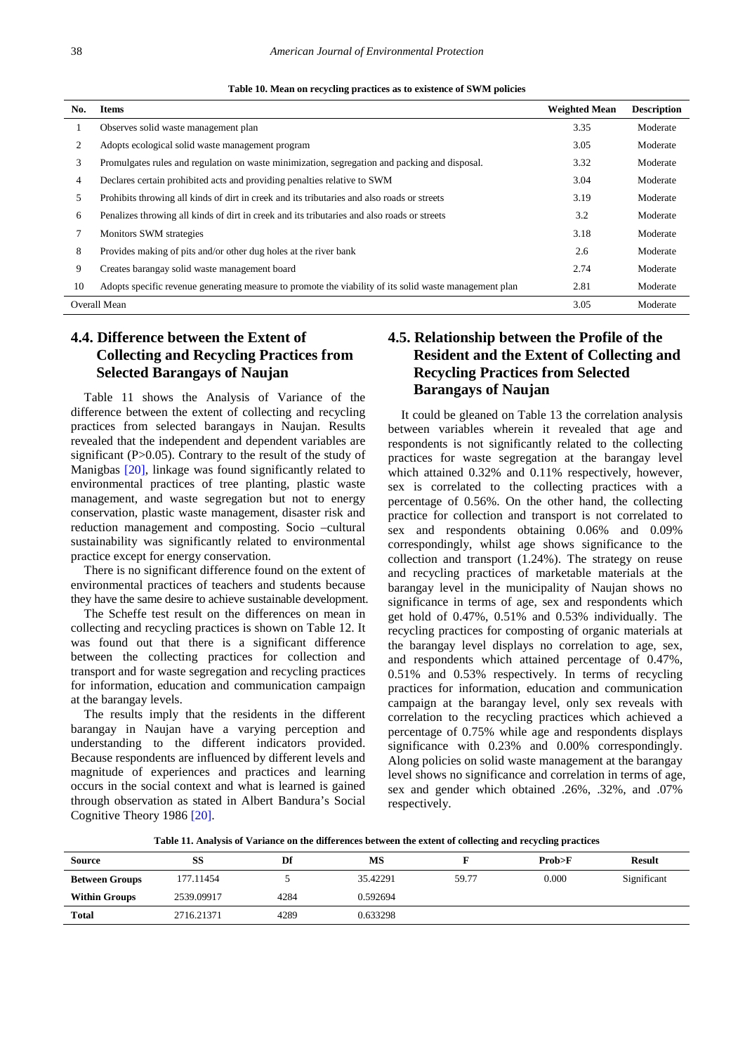**Table 10. Mean on recycling practices as to existence of SWM policies**

| No. | Items | Weighted Mean | Description |
|---|---|---|---|
| 1 | Observes solid waste management plan | 3.35 | Moderate |
| 2 | Adopts ecological solid waste management program | 3.05 | Moderate |
| 3 | Promulgates rules and regulation on waste minimization, segregation and packing and disposal. | 3.32 | Moderate |
| 4 | Declares certain prohibited acts and providing penalties relative to SWM | 3.04 | Moderate |
| 5 | Prohibits throwing all kinds of dirt in creek and its tributaries and also roads or streets | 3.19 | Moderate |
| 6 | Penalizes throwing all kinds of dirt in creek and its tributaries and also roads or streets | 3.2 | Moderate |
| 7 | Monitors SWM strategies | 3.18 | Moderate |
| 8 | Provides making of pits and/or other dug holes at the river bank | 2.6 | Moderate |
| 9 | Creates barangay solid waste management board | 2.74 | Moderate |
| 10 | Adopts specific revenue generating measure to promote the viability of its solid waste management plan | 2.81 | Moderate |
| Overall Mean | | 3.05 | Moderate |

## 4.4. Difference between the Extent of Collecting and Recycling Practices from Selected Barangays of Naujan

Table 11 shows the Analysis of Variance of the difference between the extent of collecting and recycling practices from selected barangays in Naujan. Results revealed that the independent and dependent variables are significant (P>0.05). Contrary to the result of the study of Manigbas [20], linkage was found significantly related to environmental practices of tree planting, plastic waste management, and waste segregation but not to energy conservation, plastic waste management, disaster risk and reduction management and composting. Socio –cultural sustainability was significantly related to environmental practice except for energy conservation.

There is no significant difference found on the extent of environmental practices of teachers and students because they have the same desire to achieve sustainable development.

The Scheffe test result on the differences on mean in collecting and recycling practices is shown on Table 12. It was found out that there is a significant difference between the collecting practices for collection and transport and for waste segregation and recycling practices for information, education and communication campaign at the barangay levels.

The results imply that the residents in the different barangay in Naujan have a varying perception and understanding to the different indicators provided. Because respondents are influenced by different levels and magnitude of experiences and practices and learning occurs in the social context and what is learned is gained through observation as stated in Albert Bandura's Social Cognitive Theory 1986 [20].

## 4.5. Relationship between the Profile of the Resident and the Extent of Collecting and Recycling Practices from Selected Barangays of Naujan

It could be gleaned on Table 13 the correlation analysis between variables wherein it revealed that age and respondents is not significantly related to the collecting practices for waste segregation at the barangay level which attained 0.32% and 0.11% respectively, however, sex is correlated to the collecting practices with a percentage of 0.56%. On the other hand, the collecting practice for collection and transport is not correlated to sex and respondents obtaining 0.06% and 0.09% correspondingly, whilst age shows significance to the collection and transport (1.24%). The strategy on reuse and recycling practices of marketable materials at the barangay level in the municipality of Naujan shows no significance in terms of age, sex and respondents which get hold of 0.47%, 0.51% and 0.53% individually. The recycling practices for composting of organic materials at the barangay level displays no correlation to age, sex, and respondents which attained percentage of 0.47%, 0.51% and 0.53% respectively. In terms of recycling practices for information, education and communication campaign at the barangay level, only sex reveals with correlation to the recycling practices which achieved a percentage of 0.75% while age and respondents displays significance with 0.23% and 0.00% correspondingly. Along policies on solid waste management at the barangay level shows no significance and correlation in terms of age, sex and gender which obtained .26%, .32%, and .07% respectively.

**Table 11. Analysis of Variance on the differences between the extent of collecting and recycling practices**

| Source | SS | Df | MS | F | Prob>F | Result |
|---|---|---|---|---|---|---|
| **Between Groups** | 177.11454 | 5 | 35.42291 | 59.77 | 0.000 | Significant |
| **Within Groups** | 2539.09917 | 4284 | 0.592694 | | | |
| **Total** | 2716.21371 | 4289 | 0.633298 | | | |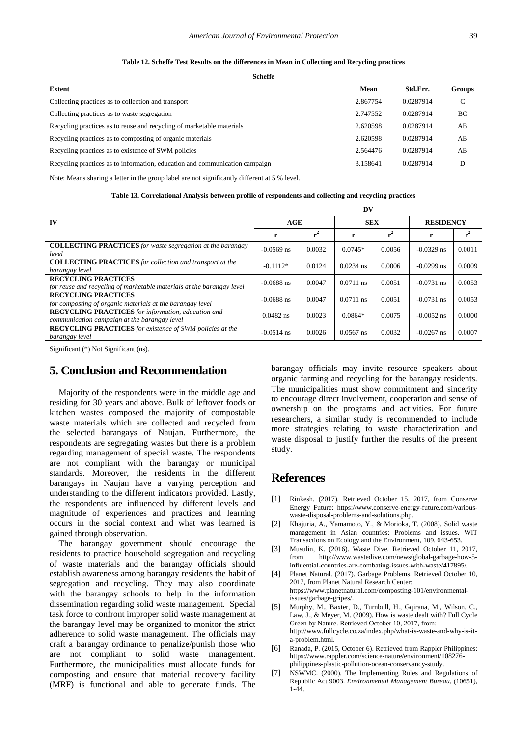**Table 12. Scheffe Test Results on the differences in Mean in Collecting and Recycling practices**

| Scheffe | | | |
|---|---|---|---|
| **Extent** | **Mean** | **Std.Err.** | **Groups** |
| Collecting practices as to collection and transport | 2.867754 | 0.0287914 | C |
| Collecting practices as to waste segregation | 2.747552 | 0.0287914 | BC |
| Recycling practices as to reuse and recycling of marketable materials | 2.620598 | 0.0287914 | AB |
| Recycling practices as to composting of organic materials | 2.620598 | 0.0287914 | AB |
| Recycling practices as to existence of SWM policies | 2.564476 | 0.0287914 | AB |
| Recycling practices as to information, education and communication campaign | 3.158641 | 0.0287914 | D |

Note: Means sharing a letter in the group label are not significantly different at 5 % level.

**Table 13. Correlational Analysis between profile of respondents and collecting and recycling practices**

| IV | DV | | | | | |
|---|---|---|---|---|---|---|
| | AGE | | SEX | | RESIDENCY | |
| | r | $r^2$ | r | $r^2$ | r | $r^2$ |
| **COLLECTING PRACTICES** *for waste segregation at the barangay level* | -0.0569 ns | 0.0032 | 0.0745* | 0.0056 | -0.0329 ns | 0.0011 |
| **COLLECTING PRACTICES** *for collection and transport at the barangay level* | -0.1112* | 0.0124 | 0.0234 ns | 0.0006 | -0.0299 ns | 0.0009 |
| **RECYCLING PRACTICES** *for reuse and recycling of marketable materials at the barangay level* | -0.0688 ns | 0.0047 | 0.0711 ns | 0.0051 | -0.0731 ns | 0.0053 |
| **RECYCLING PRACTICES** *for composting of organic materials at the barangay level* | -0.0688 ns | 0.0047 | 0.0711 ns | 0.0051 | -0.0731 ns | 0.0053 |
| **RECYCLING PRACTICES** *for information, education and communication campaign at the barangay level* | 0.0482 ns | 0.0023 | 0.0864* | 0.0075 | -0.0052 ns | 0.0000 |
| **RECYCLING PRACTICES** *for existence of SWM policies at the barangay level* | -0.0514 ns | 0.0026 | 0.0567 ns | 0.0032 | -0.0267 ns | 0.0007 |

Significant (*) Not Significant (ns).

## 5. Conclusion and Recommendation

Majority of the respondents were in the middle age and residing for 30 years and above. Bulk of leftover foods or kitchen wastes composed the majority of compostable waste materials which are collected and recycled from the selected barangays of Naujan. Furthermore, the respondents are segregating wastes but there is a problem regarding management of special waste. The respondents are not compliant with the barangay or municipal standards. Moreover, the residents in the different barangays in Naujan have a varying perception and understanding to the different indicators provided. Lastly, the respondents are influenced by different levels and magnitude of experiences and practices and learning occurs in the social context and what was learned is gained through observation.

The barangay government should encourage the residents to practice household segregation and recycling of waste materials and the barangay officials should establish awareness among barangay residents the habit of segregation and recycling. They may also coordinate with the barangay schools to help in the information dissemination regarding solid waste management. Special task force to confront improper solid waste management at the barangay level may be organized to monitor the strict adherence to solid waste management. The officials may craft a barangay ordinance to penalize/punish those who are not compliant to solid waste management. Furthermore, the municipalities must allocate funds for composting and ensure that material recovery facility (MRF) is functional and able to generate funds. The barangay officials may invite resource speakers about organic farming and recycling for the barangay residents. The municipalities must show commitment and sincerity to encourage direct involvement, cooperation and sense of ownership on the programs and activities. For future researchers, a similar study is recommended to include more strategies relating to waste characterization and waste disposal to justify further the results of the present study.

## References

[1] Rinkesh. (2017). Retrieved October 15, 2017, from Conserve Energy Future: https://www.conserve-energy-future.com/various-waste-disposal-problems-and-solutions.php.

[2] Khajuria, A., Yamamoto, Y., & Morioka, T. (2008). Solid waste management in Asian countries: Problems and issues. WIT Transactions on Ecology and the Environment, 109, 643-653.

[3] Musulin, K. (2016). Waste Dive. Retrieved October 11, 2017, from http://www.wastedive.com/news/global-garbage-how-5-influential-countries-are-combating-issues-with-waste/417895/.

[4] Planet Natural. (2017). Garbage Problems. Retrieved October 10, 2017, from Planet Natural Research Center: https://www.planetnatural.com/composting-101/environmental-issues/garbage-gripes/.

[5] Murphy, M., Baxter, D., Turnbull, H., Gqirana, M., Wilson, C., Law, J., & Meyer, M. (2009). How is waste dealt with? Full Cycle Green by Nature. Retrieved October 10, 2017, from: http://www.fullcycle.co.za/index.php/what-is-waste-and-why-is-it-a-problem.html.

[6] Ranada, P. (2015, October 6). Retrieved from Rappler Philippines: https://www.rappler.com/science-nature/environment/108276-philippines-plastic-pollution-ocean-conservancy-study.

[7] NSWMC. (2000). The Implementing Rules and Regulations of Republic Act 9003. *Environmental Management Bureau*, (10651), 1-44.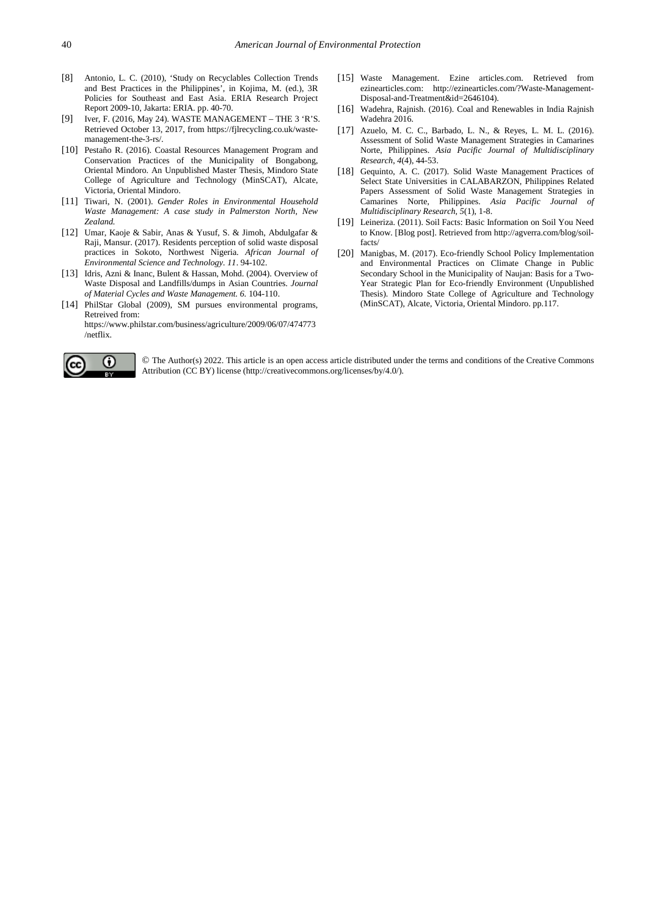[8] Antonio, L. C. (2010), 'Study on Recyclables Collection Trends and Best Practices in the Philippines', in Kojima, M. (ed.), 3R Policies for Southeast and East Asia. ERIA Research Project Report 2009-10, Jakarta: ERIA. pp. 40-70.

[9] Iver, F. (2016, May 24). WASTE MANAGEMENT – THE 3 'R'S. Retrieved October 13, 2017, from https://fjlrecycling.co.uk/waste-management-the-3-rs/.

[10] Pestaño R. (2016). Coastal Resources Management Program and Conservation Practices of the Municipality of Bongabong, Oriental Mindoro. An Unpublished Master Thesis, Mindoro State College of Agriculture and Technology (MinSCAT), Alcate, Victoria, Oriental Mindoro.

[11] Tiwari, N. (2001). *Gender Roles in Environmental Household Waste Management: A case study in Palmerston North, New Zealand.*

[12] Umar, Kaoje & Sabir, Anas & Yusuf, S. & Jimoh, Abdulgafar & Raji, Mansur. (2017). Residents perception of solid waste disposal practices in Sokoto, Northwest Nigeria. *African Journal of Environmental Science and Technology*. *11*. 94-102.

[13] Idris, Azni & Inanc, Bulent & Hassan, Mohd. (2004). Overview of Waste Disposal and Landfills/dumps in Asian Countries. *Journal of Material Cycles and Waste Management. 6.* 104-110.

[14] PhilStar Global (2009), SM pursues environmental programs, Retreived from: https://www.philstar.com/business/agriculture/2009/06/07/474773/netflix.

[15] Waste Management. Ezine articles.com. Retrieved from ezinearticles.com: http://ezinearticles.com/?Waste-Management-Disposal-and-Treatment&id=2646104).

[16] Wadehra, Rajnish. (2016). Coal and Renewables in India Rajnish Wadehra 2016.

[17] Azuelo, M. C. C., Barbado, L. N., & Reyes, L. M. L. (2016). Assessment of Solid Waste Management Strategies in Camarines Norte, Philippines. *Asia Pacific Journal of Multidisciplinary Research*, *4*(4), 44-53.

[18] Gequinto, A. C. (2017). Solid Waste Management Practices of Select State Universities in CALABARZON, Philippines Related Papers Assessment of Solid Waste Management Strategies in Camarines Norte, Philippines. *Asia Pacific Journal of Multidisciplinary Research*, *5*(1), 1-8.

[19] Leineriza. (2011). Soil Facts: Basic Information on Soil You Need to Know. [Blog post]. Retrieved from http://agverra.com/blog/soil-facts/

[20] Manigbas, M. (2017). Eco-friendly School Policy Implementation and Environmental Practices on Climate Change in Public Secondary School in the Municipality of Naujan: Basis for a Two-Year Strategic Plan for Eco-friendly Environment (Unpublished Thesis). Mindoro State College of Agriculture and Technology (MinSCAT), Alcate, Victoria, Oriental Mindoro. pp.117.

© The Author(s) 2022. This article is an open access article distributed under the terms and conditions of the Creative Commons Attribution (CC BY) license (http://creativecommons.org/licenses/by/4.0/).